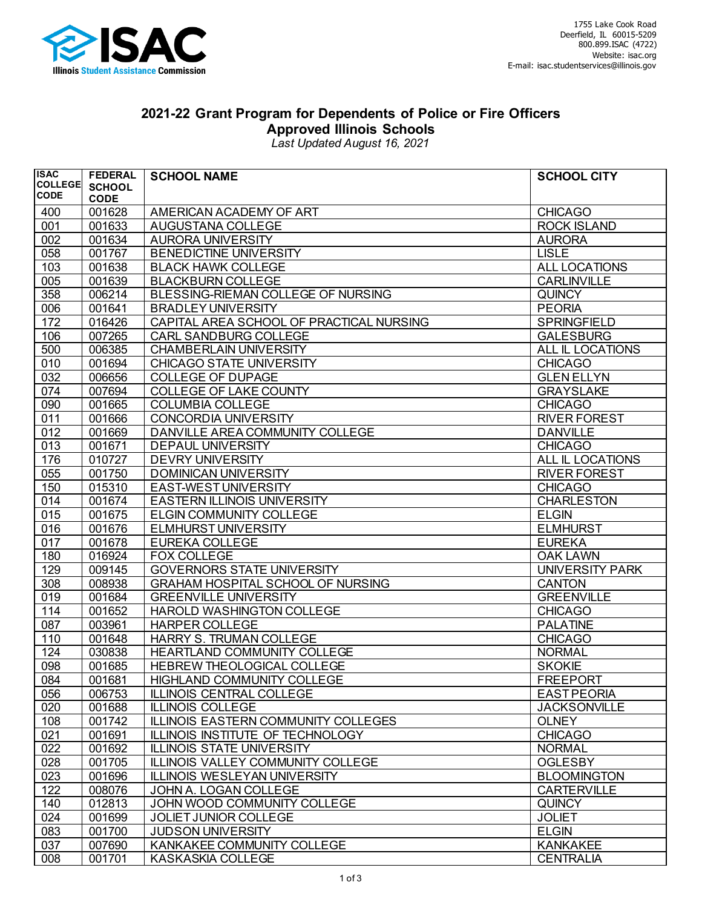1755 Lake Cook Road
Deerfield, IL 60015-5209
800.899.ISAC (4722)
Website: isac.org
E-mail: isac.studentservices@illinois.gov

# 2021-22 Grant Program for Dependents of Police or Fire Officers
## Approved Illinois Schools

*Last Updated August 16, 2021*

| ISAC COLLEGE CODE | FEDERAL SCHOOL CODE | SCHOOL NAME | SCHOOL CITY |
|---|---|---|---|
| 400 | 001628 | AMERICAN ACADEMY OF ART | CHICAGO |
| 001 | 001633 | AUGUSTANA COLLEGE | ROCK ISLAND |
| 002 | 001634 | AURORA UNIVERSITY | AURORA |
| 058 | 001767 | BENEDICTINE UNIVERSITY | LISLE |
| 103 | 001638 | BLACK HAWK COLLEGE | ALL LOCATIONS |
| 005 | 001639 | BLACKBURN COLLEGE | CARLINVILLE |
| 358 | 006214 | BLESSING-RIEMAN COLLEGE OF NURSING | QUINCY |
| 006 | 001641 | BRADLEY UNIVERSITY | PEORIA |
| 172 | 016426 | CAPITAL AREA SCHOOL OF PRACTICAL NURSING | SPRINGFIELD |
| 106 | 007265 | CARL SANDBURG COLLEGE | GALESBURG |
| 500 | 006385 | CHAMBERLAIN UNIVERSITY | ALL IL LOCATIONS |
| 010 | 001694 | CHICAGO STATE UNIVERSITY | CHICAGO |
| 032 | 006656 | COLLEGE OF DUPAGE | GLEN ELLYN |
| 074 | 007694 | COLLEGE OF LAKE COUNTY | GRAYSLAKE |
| 090 | 001665 | COLUMBIA COLLEGE | CHICAGO |
| 011 | 001666 | CONCORDIA UNIVERSITY | RIVER FOREST |
| 012 | 001669 | DANVILLE AREA COMMUNITY COLLEGE | DANVILLE |
| 013 | 001671 | DEPAUL UNIVERSITY | CHICAGO |
| 176 | 010727 | DEVRY UNIVERSITY | ALL IL LOCATIONS |
| 055 | 001750 | DOMINICAN UNIVERSITY | RIVER FOREST |
| 150 | 015310 | EAST-WEST UNIVERSITY | CHICAGO |
| 014 | 001674 | EASTERN ILLINOIS UNIVERSITY | CHARLESTON |
| 015 | 001675 | ELGIN COMMUNITY COLLEGE | ELGIN |
| 016 | 001676 | ELMHURST UNIVERSITY | ELMHURST |
| 017 | 001678 | EUREKA COLLEGE | EUREKA |
| 180 | 016924 | FOX COLLEGE | OAK LAWN |
| 129 | 009145 | GOVERNORS STATE UNIVERSITY | UNIVERSITY PARK |
| 308 | 008938 | GRAHAM HOSPITAL SCHOOL OF NURSING | CANTON |
| 019 | 001684 | GREENVILLE UNIVERSITY | GREENVILLE |
| 114 | 001652 | HAROLD WASHINGTON COLLEGE | CHICAGO |
| 087 | 003961 | HARPER COLLEGE | PALATINE |
| 110 | 001648 | HARRY S. TRUMAN COLLEGE | CHICAGO |
| 124 | 030838 | HEARTLAND COMMUNITY COLLEGE | NORMAL |
| 098 | 001685 | HEBREW THEOLOGICAL COLLEGE | SKOKIE |
| 084 | 001681 | HIGHLAND COMMUNITY COLLEGE | FREEPORT |
| 056 | 006753 | ILLINOIS CENTRAL COLLEGE | EAST PEORIA |
| 020 | 001688 | ILLINOIS COLLEGE | JACKSONVILLE |
| 108 | 001742 | ILLINOIS EASTERN COMMUNITY COLLEGES | OLNEY |
| 021 | 001691 | ILLINOIS INSTITUTE OF TECHNOLOGY | CHICAGO |
| 022 | 001692 | ILLINOIS STATE UNIVERSITY | NORMAL |
| 028 | 001705 | ILLINOIS VALLEY COMMUNITY COLLEGE | OGLESBY |
| 023 | 001696 | ILLINOIS WESLEYAN UNIVERSITY | BLOOMINGTON |
| 122 | 008076 | JOHN A. LOGAN COLLEGE | CARTERVILLE |
| 140 | 012813 | JOHN WOOD COMMUNITY COLLEGE | QUINCY |
| 024 | 001699 | JOLIET JUNIOR COLLEGE | JOLIET |
| 083 | 001700 | JUDSON UNIVERSITY | ELGIN |
| 037 | 007690 | KANKAKEE COMMUNITY COLLEGE | KANKAKEE |
| 008 | 001701 | KASKASKIA COLLEGE | CENTRALIA |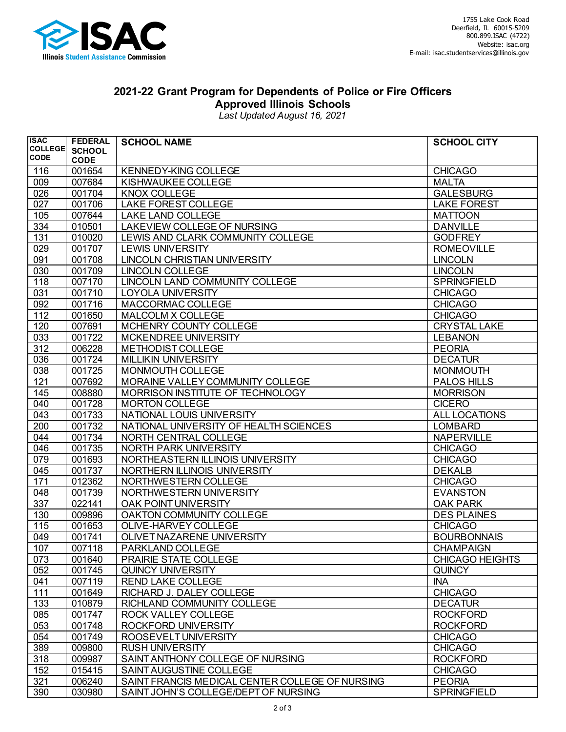## 2021-22 Grant Program for Dependents of Police or Fire Officers
## Approved Illinois Schools

*Last Updated August 16, 2021*

ISAC Illinois Student Assistance Commission

1755 Lake Cook Road
Deerfield, IL 60015-5209
800.899.ISAC (4722)
Website: isac.org
E-mail: isac.studentservices@illinois.gov

| ISAC COLLEGE CODE | FEDERAL SCHOOL CODE | SCHOOL NAME | SCHOOL CITY |
|---|---|---|---|
| 116 | 001654 | KENNEDY-KING COLLEGE | CHICAGO |
| 009 | 007684 | KISHWAUKEE COLLEGE | MALTA |
| 026 | 001704 | KNOX COLLEGE | GALESBURG |
| 027 | 001706 | LAKE FOREST COLLEGE | LAKE FOREST |
| 105 | 007644 | LAKE LAND COLLEGE | MATTOON |
| 334 | 010501 | LAKEVIEW COLLEGE OF NURSING | DANVILLE |
| 131 | 010020 | LEWIS AND CLARK COMMUNITY COLLEGE | GODFREY |
| 029 | 001707 | LEWIS UNIVERSITY | ROMEOVILLE |
| 091 | 001708 | LINCOLN CHRISTIAN UNIVERSITY | LINCOLN |
| 030 | 001709 | LINCOLN COLLEGE | LINCOLN |
| 118 | 007170 | LINCOLN LAND COMMUNITY COLLEGE | SPRINGFIELD |
| 031 | 001710 | LOYOLA UNIVERSITY | CHICAGO |
| 092 | 001716 | MACCORMAC COLLEGE | CHICAGO |
| 112 | 001650 | MALCOLM X COLLEGE | CHICAGO |
| 120 | 007691 | MCHENRY COUNTY COLLEGE | CRYSTAL LAKE |
| 033 | 001722 | MCKENDREE UNIVERSITY | LEBANON |
| 312 | 006228 | METHODIST COLLEGE | PEORIA |
| 036 | 001724 | MILLIKIN UNIVERSITY | DECATUR |
| 038 | 001725 | MONMOUTH COLLEGE | MONMOUTH |
| 121 | 007692 | MORAINE VALLEY COMMUNITY COLLEGE | PALOS HILLS |
| 145 | 008880 | MORRISON INSTITUTE OF TECHNOLOGY | MORRISON |
| 040 | 001728 | MORTON COLLEGE | CICERO |
| 043 | 001733 | NATIONAL LOUIS UNIVERSITY | ALL LOCATIONS |
| 200 | 001732 | NATIONAL UNIVERSITY OF HEALTH SCIENCES | LOMBARD |
| 044 | 001734 | NORTH CENTRAL COLLEGE | NAPERVILLE |
| 046 | 001735 | NORTH PARK UNIVERSITY | CHICAGO |
| 079 | 001693 | NORTHEASTERN ILLINOIS UNIVERSITY | CHICAGO |
| 045 | 001737 | NORTHERN ILLINOIS UNIVERSITY | DEKALB |
| 171 | 012362 | NORTHWESTERN COLLEGE | CHICAGO |
| 048 | 001739 | NORTHWESTERN UNIVERSITY | EVANSTON |
| 337 | 022141 | OAK POINT UNIVERSITY | OAK PARK |
| 130 | 009896 | OAKTON COMMUNITY COLLEGE | DES PLAINES |
| 115 | 001653 | OLIVE-HARVEY COLLEGE | CHICAGO |
| 049 | 001741 | OLIVET NAZARENE UNIVERSITY | BOURBONNAIS |
| 107 | 007118 | PARKLAND COLLEGE | CHAMPAIGN |
| 073 | 001640 | PRAIRIE STATE COLLEGE | CHICAGO HEIGHTS |
| 052 | 001745 | QUINCY UNIVERSITY | QUINCY |
| 041 | 007119 | REND LAKE COLLEGE | INA |
| 111 | 001649 | RICHARD J. DALEY COLLEGE | CHICAGO |
| 133 | 010879 | RICHLAND COMMUNITY COLLEGE | DECATUR |
| 085 | 001747 | ROCK VALLEY COLLEGE | ROCKFORD |
| 053 | 001748 | ROCKFORD UNIVERSITY | ROCKFORD |
| 054 | 001749 | ROOSEVELT UNIVERSITY | CHICAGO |
| 389 | 009800 | RUSH UNIVERSITY | CHICAGO |
| 318 | 009987 | SAINT ANTHONY COLLEGE OF NURSING | ROCKFORD |
| 152 | 015415 | SAINT AUGUSTINE COLLEGE | CHICAGO |
| 321 | 006240 | SAINT FRANCIS MEDICAL CENTER COLLEGE OF NURSING | PEORIA |
| 390 | 030980 | SAINT JOHN'S COLLEGE/DEPT OF NURSING | SPRINGFIELD |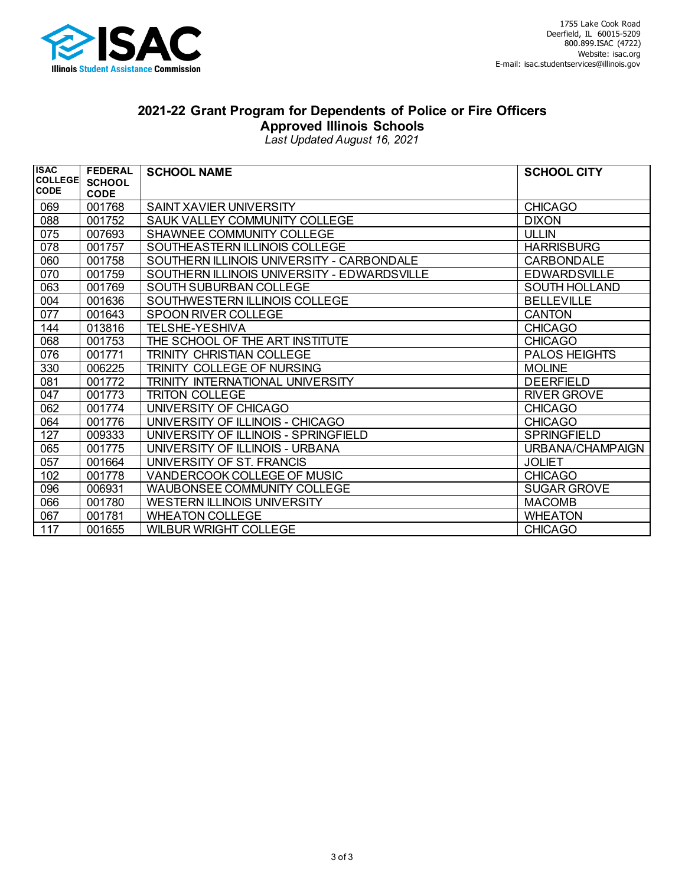**ISAC** Illinois Student Assistance Commission

1755 Lake Cook Road
Deerfield, IL 60015-5209
800.899.ISAC (4722)
Website: isac.org
E-mail: isac.studentservices@illinois.gov

## 2021-22 Grant Program for Dependents of Police or Fire Officers
## Approved Illinois Schools

*Last Updated August 16, 2021*

| ISAC COLLEGE CODE | FEDERAL SCHOOL CODE | SCHOOL NAME | SCHOOL CITY |
|---|---|---|---|
| 069 | 001768 | SAINT XAVIER UNIVERSITY | CHICAGO |
| 088 | 001752 | SAUK VALLEY COMMUNITY COLLEGE | DIXON |
| 075 | 007693 | SHAWNEE COMMUNITY COLLEGE | ULLIN |
| 078 | 001757 | SOUTHEASTERN ILLINOIS COLLEGE | HARRISBURG |
| 060 | 001758 | SOUTHERN ILLINOIS UNIVERSITY - CARBONDALE | CARBONDALE |
| 070 | 001759 | SOUTHERN ILLINOIS UNIVERSITY - EDWARDSVILLE | EDWARDSVILLE |
| 063 | 001769 | SOUTH SUBURBAN COLLEGE | SOUTH HOLLAND |
| 004 | 001636 | SOUTHWESTERN ILLINOIS COLLEGE | BELLEVILLE |
| 077 | 001643 | SPOON RIVER COLLEGE | CANTON |
| 144 | 013816 | TELSHE-YESHIVA | CHICAGO |
| 068 | 001753 | THE SCHOOL OF THE ART INSTITUTE | CHICAGO |
| 076 | 001771 | TRINITY CHRISTIAN COLLEGE | PALOS HEIGHTS |
| 330 | 006225 | TRINITY COLLEGE OF NURSING | MOLINE |
| 081 | 001772 | TRINITY INTERNATIONAL UNIVERSITY | DEERFIELD |
| 047 | 001773 | TRITON COLLEGE | RIVER GROVE |
| 062 | 001774 | UNIVERSITY OF CHICAGO | CHICAGO |
| 064 | 001776 | UNIVERSITY OF ILLINOIS - CHICAGO | CHICAGO |
| 127 | 009333 | UNIVERSITY OF ILLINOIS - SPRINGFIELD | SPRINGFIELD |
| 065 | 001775 | UNIVERSITY OF ILLINOIS - URBANA | URBANA/CHAMPAIGN |
| 057 | 001664 | UNIVERSITY OF ST. FRANCIS | JOLIET |
| 102 | 001778 | VANDERCOOK COLLEGE OF MUSIC | CHICAGO |
| 096 | 006931 | WAUBONSEE COMMUNITY COLLEGE | SUGAR GROVE |
| 066 | 001780 | WESTERN ILLINOIS UNIVERSITY | MACOMB |
| 067 | 001781 | WHEATON COLLEGE | WHEATON |
| 117 | 001655 | WILBUR WRIGHT COLLEGE | CHICAGO |